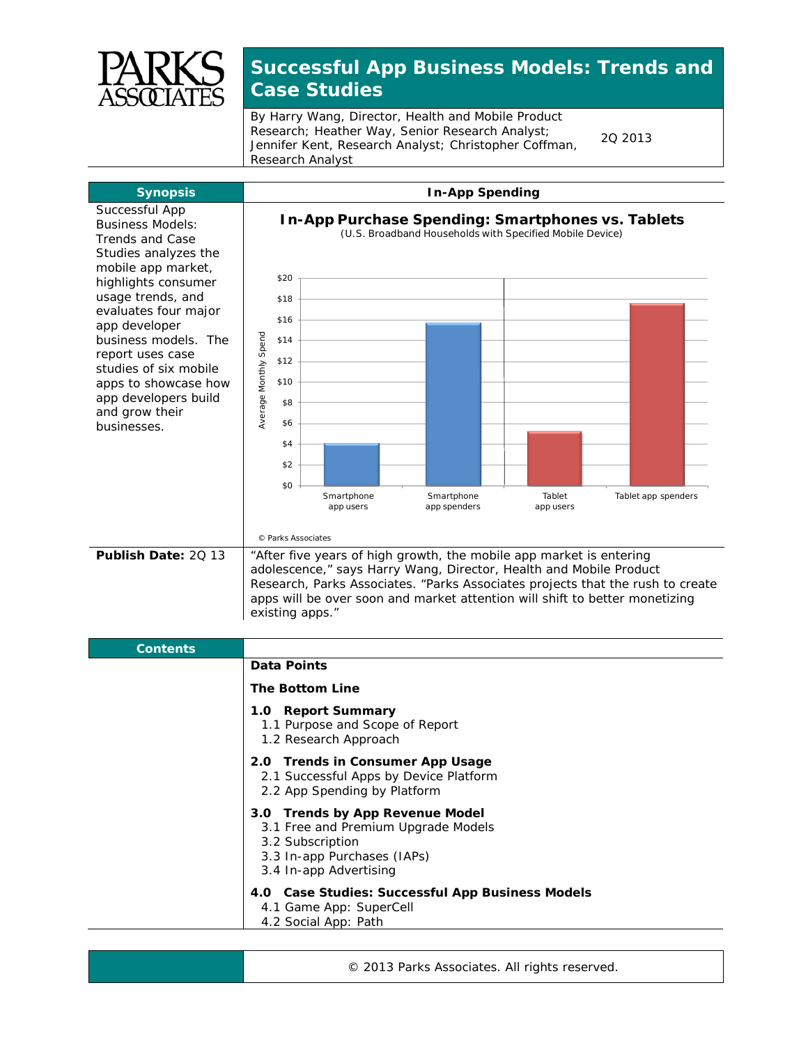# Successful App Business Models: Trends and Case Studies

By Harry Wang, Director, Health and Mobile Product Research; Heather Way, Senior Research Analyst; Jennifer Kent, Research Analyst; Christopher Coffman, Research Analyst

2Q 2013

## Synopsis

Successful App Business Models: Trends and Case Studies analyzes the mobile app market, highlights consumer usage trends, and evaluates four major app developer business models. The report uses case studies of six mobile apps to showcase how app developers build and grow their businesses.

## In-App Spending

**In-App Purchase Spending: Smartphones vs. Tablets**

(U.S. Broadband Households with Specified Mobile Device)

| | Average Monthly Spend |
|---|---|
| Smartphone app users | ~$4 |
| Smartphone app spenders | ~$15.7 |
| Tablet app users | ~$5.2 |
| Tablet app spenders | ~$17.6 |

© Parks Associates

**Publish Date:** 2Q 13

"After five years of high growth, the mobile app market is entering adolescence," says Harry Wang, Director, Health and Mobile Product Research, Parks Associates. "Parks Associates projects that the rush to create apps will be over soon and market attention will shift to better monetizing existing apps."

## Contents

**Data Points**

**The Bottom Line**

**1.0 Report Summary**
- 1.1 Purpose and Scope of Report
- 1.2 Research Approach

**2.0 Trends in Consumer App Usage**
- 2.1 Successful Apps by Device Platform
- 2.2 App Spending by Platform

**3.0 Trends by App Revenue Model**
- 3.1 Free and Premium Upgrade Models
- 3.2 Subscription
- 3.3 In-app Purchases (IAPs)
- 3.4 In-app Advertising

**4.0 Case Studies: Successful App Business Models**
- 4.1 Game App: SuperCell
- 4.2 Social App: Path

© 2013 Parks Associates. All rights reserved.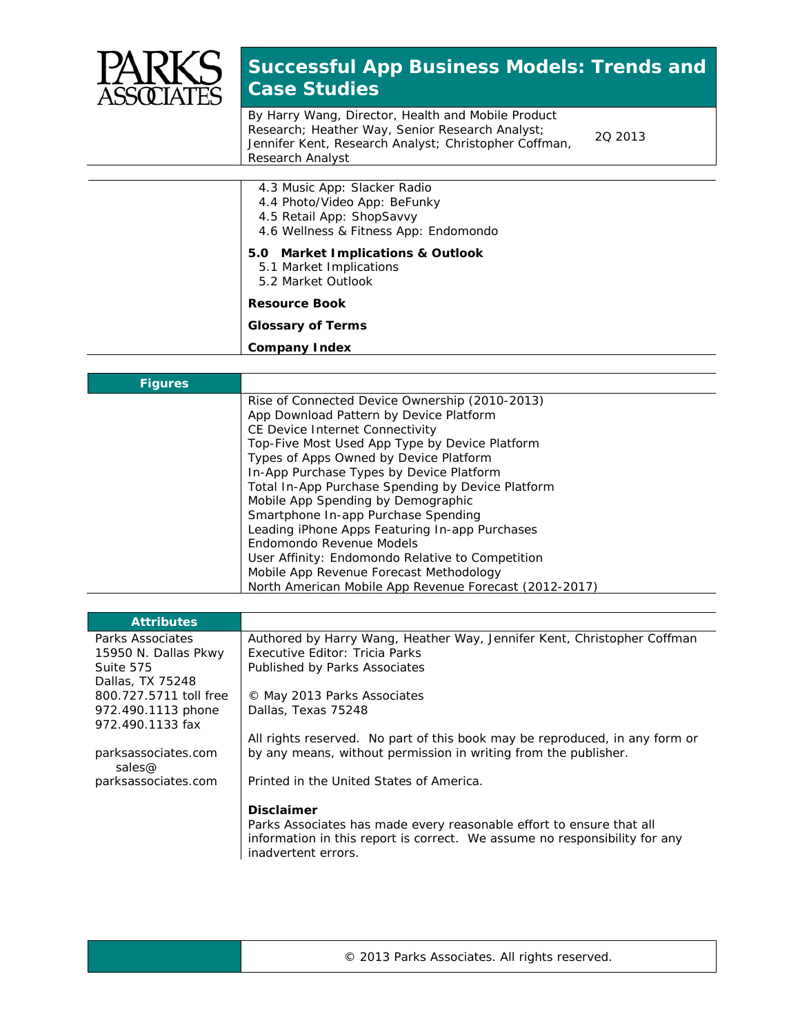# Successful App Business Models: Trends and Case Studies

By Harry Wang, Director, Health and Mobile Product Research; Heather Way, Senior Research Analyst; Jennifer Kent, Research Analyst; Christopher Coffman, Research Analyst

2Q 2013

- 4.3 Music App: Slacker Radio
- 4.4 Photo/Video App: BeFunky
- 4.5 Retail App: ShopSavvy
- 4.6 Wellness & Fitness App: Endomondo

**5.0 Market Implications & Outlook**

- 5.1 Market Implications
- 5.2 Market Outlook

**Resource Book**

**Glossary of Terms**

**Company Index**

## Figures

Rise of Connected Device Ownership (2010-2013)
App Download Pattern by Device Platform
CE Device Internet Connectivity
Top-Five Most Used App Type by Device Platform
Types of Apps Owned by Device Platform
In-App Purchase Types by Device Platform
Total In-App Purchase Spending by Device Platform
Mobile App Spending by Demographic
Smartphone In-app Purchase Spending
Leading iPhone Apps Featuring In-app Purchases
Endomondo Revenue Models
User Affinity: Endomondo Relative to Competition
Mobile App Revenue Forecast Methodology
North American Mobile App Revenue Forecast (2012-2017)

## Attributes

Parks Associates
15950 N. Dallas Pkwy
Suite 575
Dallas, TX 75248
800.727.5711 toll free
972.490.1113 phone
972.490.1133 fax

parksassociates.com
sales@parksassociates.com

Authored by Harry Wang, Heather Way, Jennifer Kent, Christopher Coffman
Executive Editor: Tricia Parks
Published by Parks Associates

© May 2013 Parks Associates
Dallas, Texas 75248

All rights reserved. No part of this book may be reproduced, in any form or by any means, without permission in writing from the publisher.

Printed in the United States of America.

**Disclaimer**
Parks Associates has made every reasonable effort to ensure that all information in this report is correct. We assume no responsibility for any inadvertent errors.